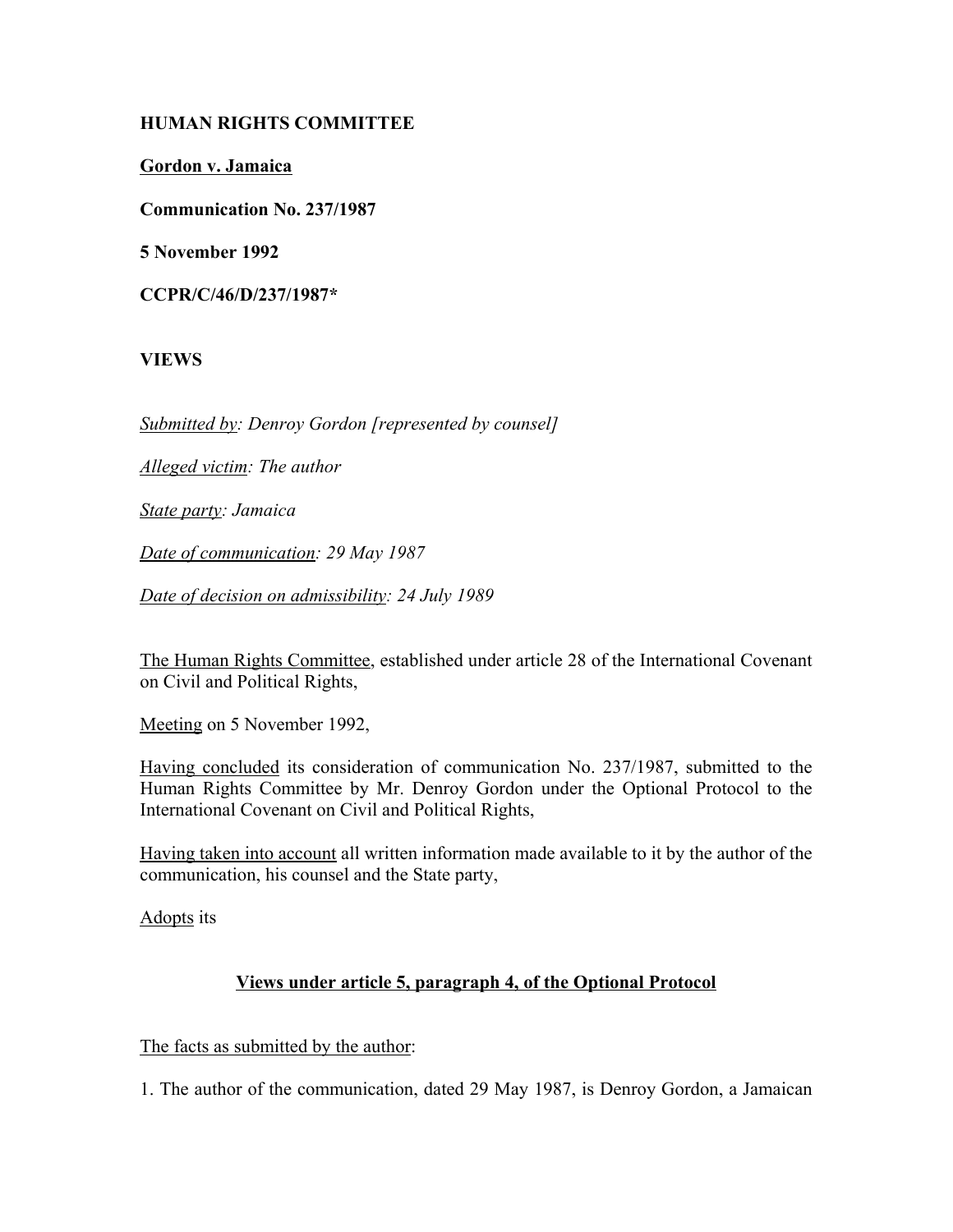**HUMAN RIGHTS COMMITTEE**

**Gordon v. Jamaica**

**Communication No. 237/1987**

**5 November 1992**

**CCPR/C/46/D/237/1987***

**VIEWS**

*Submitted by: Denroy Gordon [represented by counsel]*

*Alleged victim: The author*

*State party: Jamaica*

*Date of communication: 29 May 1987*

*Date of decision on admissibility: 24 July 1989*

The Human Rights Committee, established under article 28 of the International Covenant on Civil and Political Rights,

Meeting on 5 November 1992,

Having concluded its consideration of communication No. 237/1987, submitted to the Human Rights Committee by Mr. Denroy Gordon under the Optional Protocol to the International Covenant on Civil and Political Rights,

Having taken into account all written information made available to it by the author of the communication, his counsel and the State party,

Adopts its

**Views under article 5, paragraph 4, of the Optional Protocol**

The facts as submitted by the author:

1. The author of the communication, dated 29 May 1987, is Denroy Gordon, a Jamaican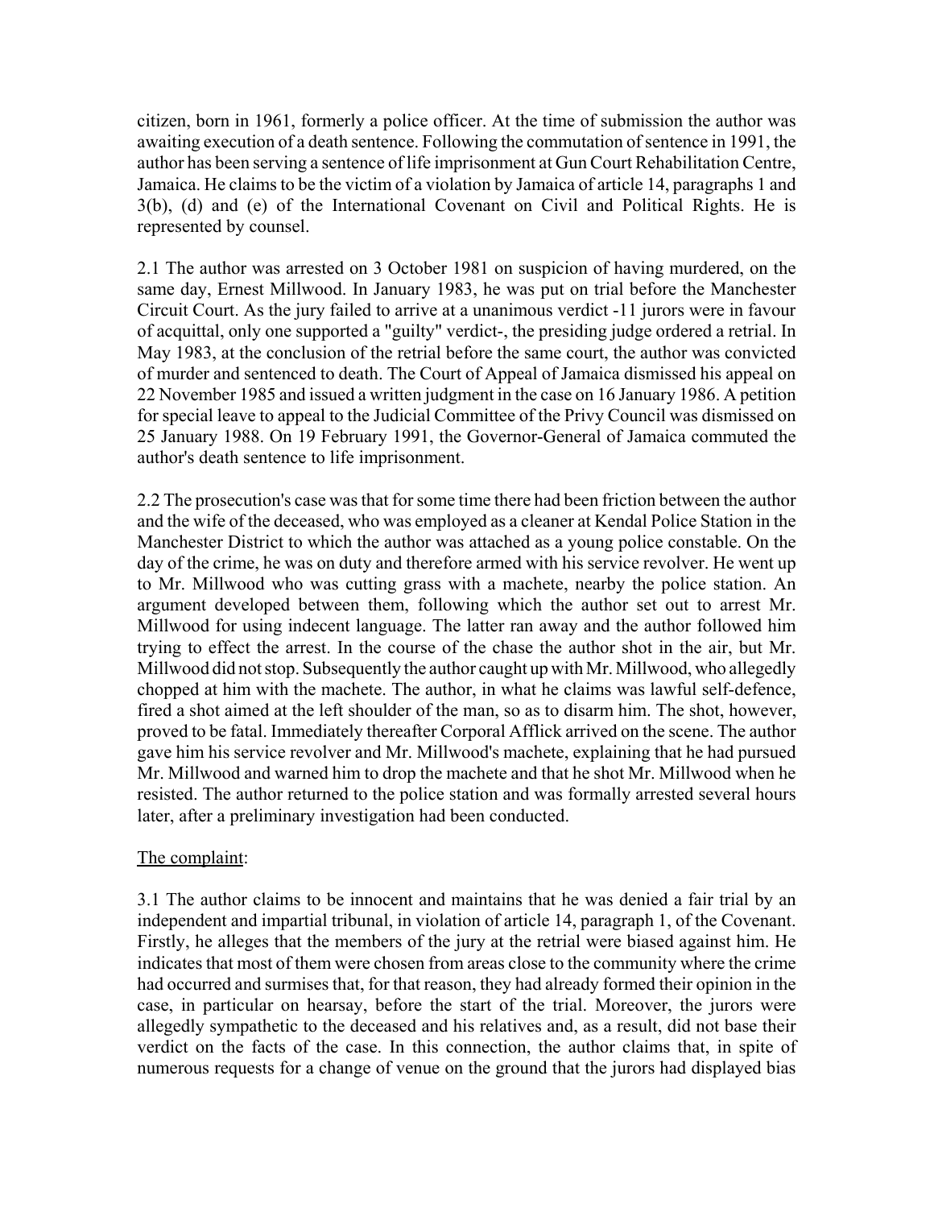citizen, born in 1961, formerly a police officer. At the time of submission the author was awaiting execution of a death sentence. Following the commutation of sentence in 1991, the author has been serving a sentence of life imprisonment at Gun Court Rehabilitation Centre, Jamaica. He claims to be the victim of a violation by Jamaica of article 14, paragraphs 1 and 3(b), (d) and (e) of the International Covenant on Civil and Political Rights. He is represented by counsel.

2.1 The author was arrested on 3 October 1981 on suspicion of having murdered, on the same day, Ernest Millwood. In January 1983, he was put on trial before the Manchester Circuit Court. As the jury failed to arrive at a unanimous verdict -11 jurors were in favour of acquittal, only one supported a "guilty" verdict-, the presiding judge ordered a retrial. In May 1983, at the conclusion of the retrial before the same court, the author was convicted of murder and sentenced to death. The Court of Appeal of Jamaica dismissed his appeal on 22 November 1985 and issued a written judgment in the case on 16 January 1986. A petition for special leave to appeal to the Judicial Committee of the Privy Council was dismissed on 25 January 1988. On 19 February 1991, the Governor-General of Jamaica commuted the author's death sentence to life imprisonment.

2.2 The prosecution's case was that for some time there had been friction between the author and the wife of the deceased, who was employed as a cleaner at Kendal Police Station in the Manchester District to which the author was attached as a young police constable. On the day of the crime, he was on duty and therefore armed with his service revolver. He went up to Mr. Millwood who was cutting grass with a machete, nearby the police station. An argument developed between them, following which the author set out to arrest Mr. Millwood for using indecent language. The latter ran away and the author followed him trying to effect the arrest. In the course of the chase the author shot in the air, but Mr. Millwood did not stop. Subsequently the author caught up with Mr. Millwood, who allegedly chopped at him with the machete. The author, in what he claims was lawful self-defence, fired a shot aimed at the left shoulder of the man, so as to disarm him. The shot, however, proved to be fatal. Immediately thereafter Corporal Afflick arrived on the scene. The author gave him his service revolver and Mr. Millwood's machete, explaining that he had pursued Mr. Millwood and warned him to drop the machete and that he shot Mr. Millwood when he resisted. The author returned to the police station and was formally arrested several hours later, after a preliminary investigation had been conducted.

The complaint:

3.1 The author claims to be innocent and maintains that he was denied a fair trial by an independent and impartial tribunal, in violation of article 14, paragraph 1, of the Covenant. Firstly, he alleges that the members of the jury at the retrial were biased against him. He indicates that most of them were chosen from areas close to the community where the crime had occurred and surmises that, for that reason, they had already formed their opinion in the case, in particular on hearsay, before the start of the trial. Moreover, the jurors were allegedly sympathetic to the deceased and his relatives and, as a result, did not base their verdict on the facts of the case. In this connection, the author claims that, in spite of numerous requests for a change of venue on the ground that the jurors had displayed bias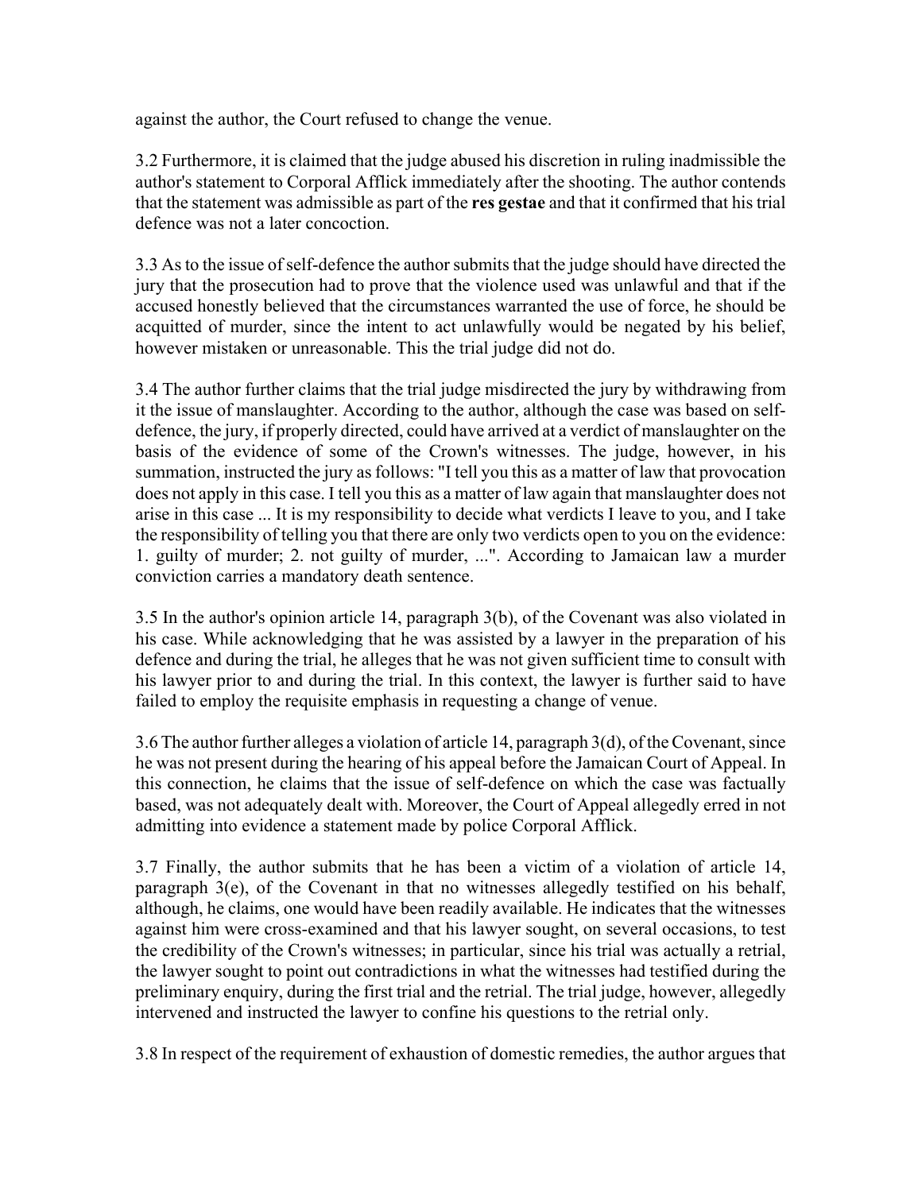against the author, the Court refused to change the venue.

3.2 Furthermore, it is claimed that the judge abused his discretion in ruling inadmissible the author's statement to Corporal Afflick immediately after the shooting. The author contends that the statement was admissible as part of the **res gestae** and that it confirmed that his trial defence was not a later concoction.

3.3 As to the issue of self-defence the author submits that the judge should have directed the jury that the prosecution had to prove that the violence used was unlawful and that if the accused honestly believed that the circumstances warranted the use of force, he should be acquitted of murder, since the intent to act unlawfully would be negated by his belief, however mistaken or unreasonable. This the trial judge did not do.

3.4 The author further claims that the trial judge misdirected the jury by withdrawing from it the issue of manslaughter. According to the author, although the case was based on self-defence, the jury, if properly directed, could have arrived at a verdict of manslaughter on the basis of the evidence of some of the Crown's witnesses. The judge, however, in his summation, instructed the jury as follows: "I tell you this as a matter of law that provocation does not apply in this case. I tell you this as a matter of law again that manslaughter does not arise in this case ... It is my responsibility to decide what verdicts I leave to you, and I take the responsibility of telling you that there are only two verdicts open to you on the evidence: 1. guilty of murder; 2. not guilty of murder, ...". According to Jamaican law a murder conviction carries a mandatory death sentence.

3.5 In the author's opinion article 14, paragraph 3(b), of the Covenant was also violated in his case. While acknowledging that he was assisted by a lawyer in the preparation of his defence and during the trial, he alleges that he was not given sufficient time to consult with his lawyer prior to and during the trial. In this context, the lawyer is further said to have failed to employ the requisite emphasis in requesting a change of venue.

3.6 The author further alleges a violation of article 14, paragraph 3(d), of the Covenant, since he was not present during the hearing of his appeal before the Jamaican Court of Appeal. In this connection, he claims that the issue of self-defence on which the case was factually based, was not adequately dealt with. Moreover, the Court of Appeal allegedly erred in not admitting into evidence a statement made by police Corporal Afflick.

3.7 Finally, the author submits that he has been a victim of a violation of article 14, paragraph 3(e), of the Covenant in that no witnesses allegedly testified on his behalf, although, he claims, one would have been readily available. He indicates that the witnesses against him were cross-examined and that his lawyer sought, on several occasions, to test the credibility of the Crown's witnesses; in particular, since his trial was actually a retrial, the lawyer sought to point out contradictions in what the witnesses had testified during the preliminary enquiry, during the first trial and the retrial. The trial judge, however, allegedly intervened and instructed the lawyer to confine his questions to the retrial only.

3.8 In respect of the requirement of exhaustion of domestic remedies, the author argues that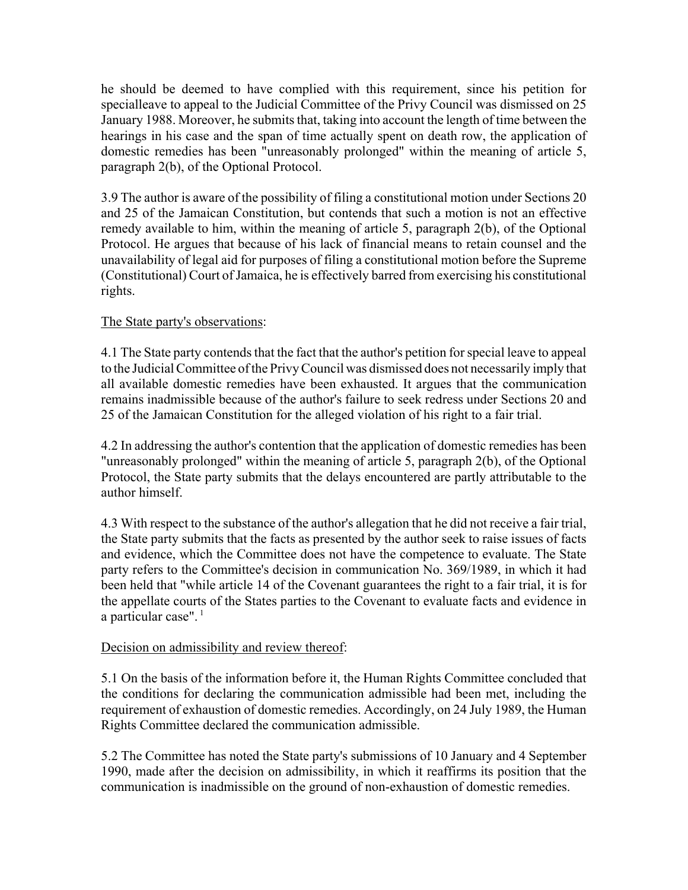he should be deemed to have complied with this requirement, since his petition for specialleave to appeal to the Judicial Committee of the Privy Council was dismissed on 25 January 1988. Moreover, he submits that, taking into account the length of time between the hearings in his case and the span of time actually spent on death row, the application of domestic remedies has been "unreasonably prolonged" within the meaning of article 5, paragraph 2(b), of the Optional Protocol.

3.9 The author is aware of the possibility of filing a constitutional motion under Sections 20 and 25 of the Jamaican Constitution, but contends that such a motion is not an effective remedy available to him, within the meaning of article 5, paragraph 2(b), of the Optional Protocol. He argues that because of his lack of financial means to retain counsel and the unavailability of legal aid for purposes of filing a constitutional motion before the Supreme (Constitutional) Court of Jamaica, he is effectively barred from exercising his constitutional rights.

The State party's observations:

4.1 The State party contends that the fact that the author's petition for special leave to appeal to the Judicial Committee of the Privy Council was dismissed does not necessarily imply that all available domestic remedies have been exhausted. It argues that the communication remains inadmissible because of the author's failure to seek redress under Sections 20 and 25 of the Jamaican Constitution for the alleged violation of his right to a fair trial.

4.2 In addressing the author's contention that the application of domestic remedies has been "unreasonably prolonged" within the meaning of article 5, paragraph 2(b), of the Optional Protocol, the State party submits that the delays encountered are partly attributable to the author himself.

4.3 With respect to the substance of the author's allegation that he did not receive a fair trial, the State party submits that the facts as presented by the author seek to raise issues of facts and evidence, which the Committee does not have the competence to evaluate. The State party refers to the Committee's decision in communication No. 369/1989, in which it had been held that "while article 14 of the Covenant guarantees the right to a fair trial, it is for the appellate courts of the States parties to the Covenant to evaluate facts and evidence in a particular case". [1]

Decision on admissibility and review thereof:

5.1 On the basis of the information before it, the Human Rights Committee concluded that the conditions for declaring the communication admissible had been met, including the requirement of exhaustion of domestic remedies. Accordingly, on 24 July 1989, the Human Rights Committee declared the communication admissible.

5.2 The Committee has noted the State party's submissions of 10 January and 4 September 1990, made after the decision on admissibility, in which it reaffirms its position that the communication is inadmissible on the ground of non-exhaustion of domestic remedies.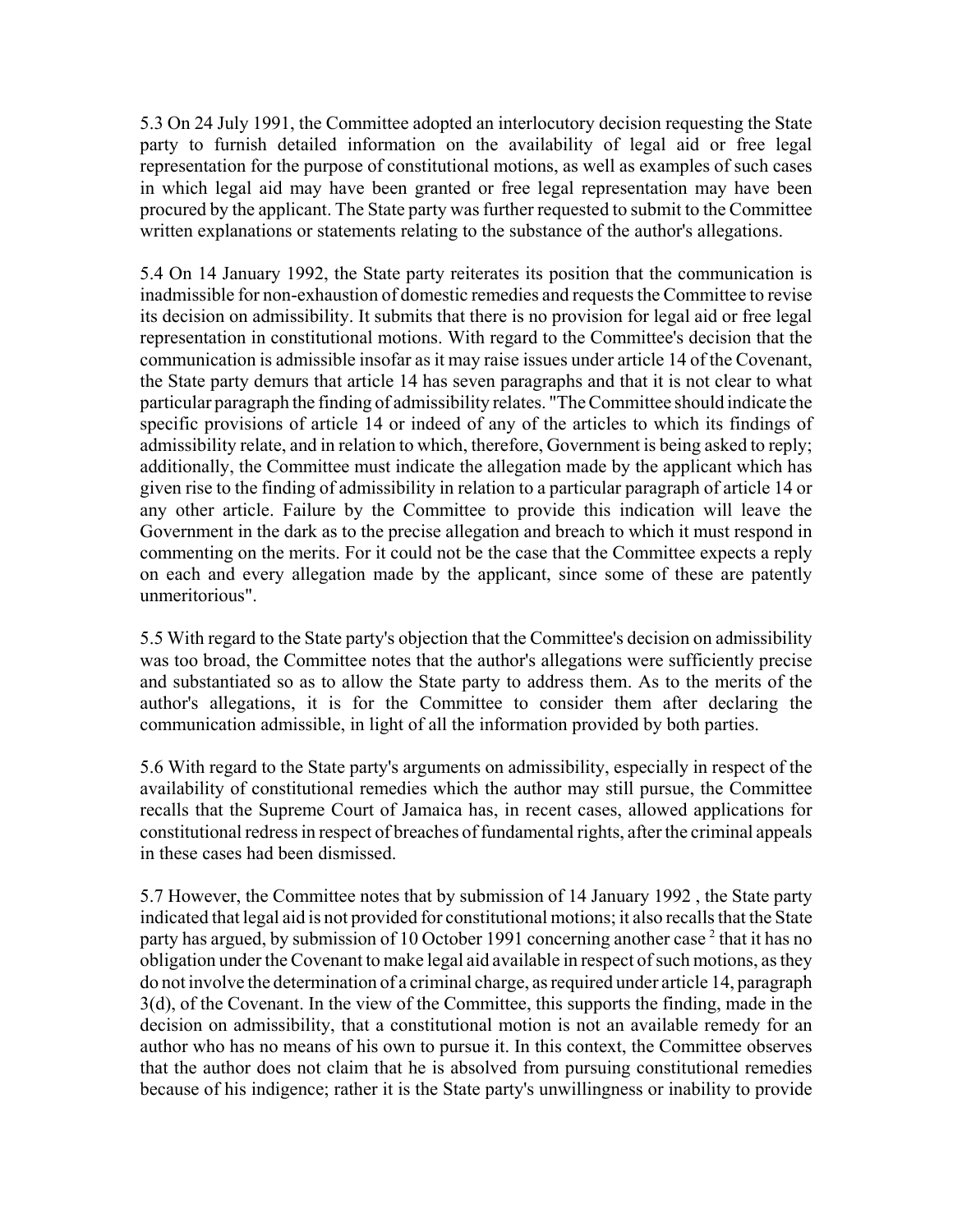5.3 On 24 July 1991, the Committee adopted an interlocutory decision requesting the State party to furnish detailed information on the availability of legal aid or free legal representation for the purpose of constitutional motions, as well as examples of such cases in which legal aid may have been granted or free legal representation may have been procured by the applicant. The State party was further requested to submit to the Committee written explanations or statements relating to the substance of the author's allegations.

5.4 On 14 January 1992, the State party reiterates its position that the communication is inadmissible for non-exhaustion of domestic remedies and requests the Committee to revise its decision on admissibility. It submits that there is no provision for legal aid or free legal representation in constitutional motions. With regard to the Committee's decision that the communication is admissible insofar as it may raise issues under article 14 of the Covenant, the State party demurs that article 14 has seven paragraphs and that it is not clear to what particular paragraph the finding of admissibility relates. "The Committee should indicate the specific provisions of article 14 or indeed of any of the articles to which its findings of admissibility relate, and in relation to which, therefore, Government is being asked to reply; additionally, the Committee must indicate the allegation made by the applicant which has given rise to the finding of admissibility in relation to a particular paragraph of article 14 or any other article. Failure by the Committee to provide this indication will leave the Government in the dark as to the precise allegation and breach to which it must respond in commenting on the merits. For it could not be the case that the Committee expects a reply on each and every allegation made by the applicant, since some of these are patently unmeritorious".

5.5 With regard to the State party's objection that the Committee's decision on admissibility was too broad, the Committee notes that the author's allegations were sufficiently precise and substantiated so as to allow the State party to address them. As to the merits of the author's allegations, it is for the Committee to consider them after declaring the communication admissible, in light of all the information provided by both parties.

5.6 With regard to the State party's arguments on admissibility, especially in respect of the availability of constitutional remedies which the author may still pursue, the Committee recalls that the Supreme Court of Jamaica has, in recent cases, allowed applications for constitutional redress in respect of breaches of fundamental rights, after the criminal appeals in these cases had been dismissed.

5.7 However, the Committee notes that by submission of 14 January 1992 , the State party indicated that legal aid is not provided for constitutional motions; it also recalls that the State party has argued, by submission of 10 October 1991 concerning another case [2] that it has no obligation under the Covenant to make legal aid available in respect of such motions, as they do not involve the determination of a criminal charge, as required under article 14, paragraph 3(d), of the Covenant. In the view of the Committee, this supports the finding, made in the decision on admissibility, that a constitutional motion is not an available remedy for an author who has no means of his own to pursue it. In this context, the Committee observes that the author does not claim that he is absolved from pursuing constitutional remedies because of his indigence; rather it is the State party's unwillingness or inability to provide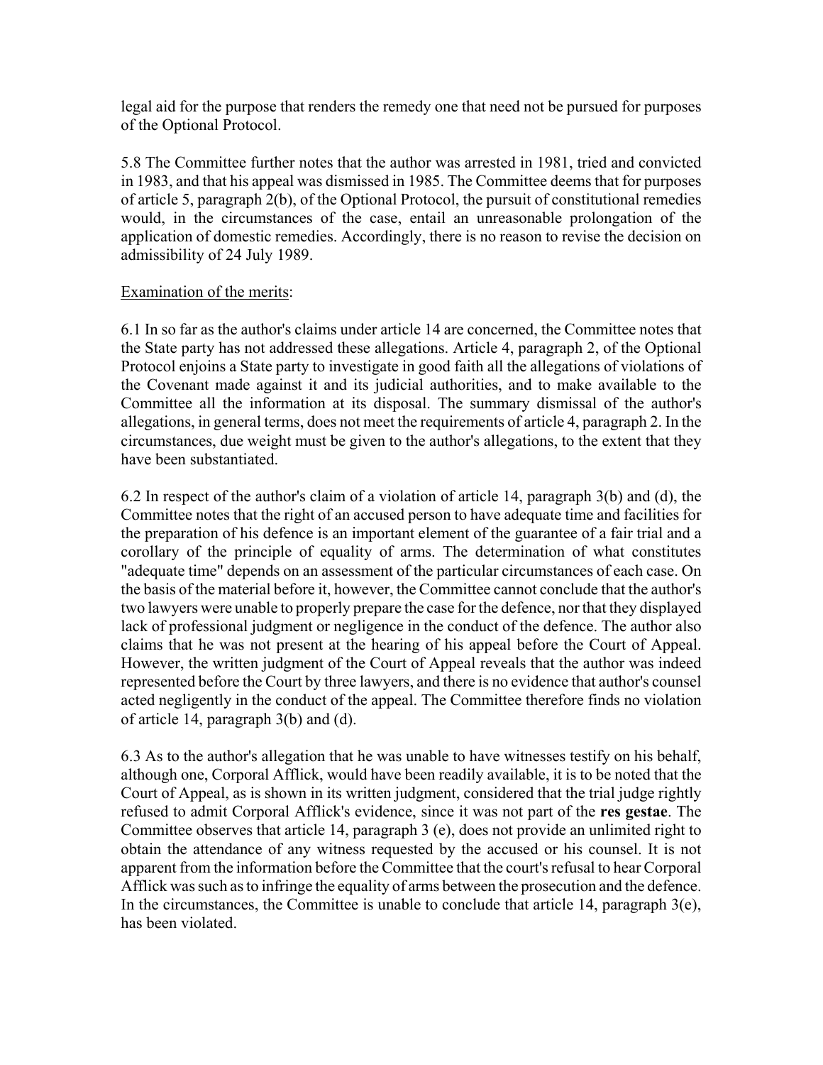legal aid for the purpose that renders the remedy one that need not be pursued for purposes of the Optional Protocol.

5.8 The Committee further notes that the author was arrested in 1981, tried and convicted in 1983, and that his appeal was dismissed in 1985. The Committee deems that for purposes of article 5, paragraph 2(b), of the Optional Protocol, the pursuit of constitutional remedies would, in the circumstances of the case, entail an unreasonable prolongation of the application of domestic remedies. Accordingly, there is no reason to revise the decision on admissibility of 24 July 1989.

Examination of the merits:

6.1 In so far as the author's claims under article 14 are concerned, the Committee notes that the State party has not addressed these allegations. Article 4, paragraph 2, of the Optional Protocol enjoins a State party to investigate in good faith all the allegations of violations of the Covenant made against it and its judicial authorities, and to make available to the Committee all the information at its disposal. The summary dismissal of the author's allegations, in general terms, does not meet the requirements of article 4, paragraph 2. In the circumstances, due weight must be given to the author's allegations, to the extent that they have been substantiated.

6.2 In respect of the author's claim of a violation of article 14, paragraph 3(b) and (d), the Committee notes that the right of an accused person to have adequate time and facilities for the preparation of his defence is an important element of the guarantee of a fair trial and a corollary of the principle of equality of arms. The determination of what constitutes "adequate time" depends on an assessment of the particular circumstances of each case. On the basis of the material before it, however, the Committee cannot conclude that the author's two lawyers were unable to properly prepare the case for the defence, nor that they displayed lack of professional judgment or negligence in the conduct of the defence. The author also claims that he was not present at the hearing of his appeal before the Court of Appeal. However, the written judgment of the Court of Appeal reveals that the author was indeed represented before the Court by three lawyers, and there is no evidence that author's counsel acted negligently in the conduct of the appeal. The Committee therefore finds no violation of article 14, paragraph 3(b) and (d).

6.3 As to the author's allegation that he was unable to have witnesses testify on his behalf, although one, Corporal Afflick, would have been readily available, it is to be noted that the Court of Appeal, as is shown in its written judgment, considered that the trial judge rightly refused to admit Corporal Afflick's evidence, since it was not part of the **res gestae**. The Committee observes that article 14, paragraph 3 (e), does not provide an unlimited right to obtain the attendance of any witness requested by the accused or his counsel. It is not apparent from the information before the Committee that the court's refusal to hear Corporal Afflick was such as to infringe the equality of arms between the prosecution and the defence. In the circumstances, the Committee is unable to conclude that article 14, paragraph 3(e), has been violated.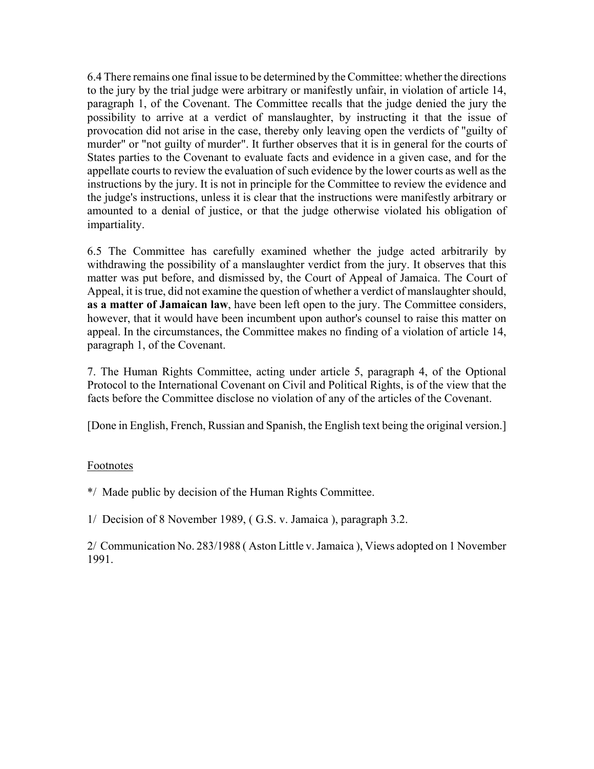6.4 There remains one final issue to be determined by the Committee: whether the directions to the jury by the trial judge were arbitrary or manifestly unfair, in violation of article 14, paragraph 1, of the Covenant. The Committee recalls that the judge denied the jury the possibility to arrive at a verdict of manslaughter, by instructing it that the issue of provocation did not arise in the case, thereby only leaving open the verdicts of "guilty of murder" or "not guilty of murder". It further observes that it is in general for the courts of States parties to the Covenant to evaluate facts and evidence in a given case, and for the appellate courts to review the evaluation of such evidence by the lower courts as well as the instructions by the jury. It is not in principle for the Committee to review the evidence and the judge's instructions, unless it is clear that the instructions were manifestly arbitrary or amounted to a denial of justice, or that the judge otherwise violated his obligation of impartiality.

6.5 The Committee has carefully examined whether the judge acted arbitrarily by withdrawing the possibility of a manslaughter verdict from the jury. It observes that this matter was put before, and dismissed by, the Court of Appeal of Jamaica. The Court of Appeal, it is true, did not examine the question of whether a verdict of manslaughter should, **as a matter of Jamaican law**, have been left open to the jury. The Committee considers, however, that it would have been incumbent upon author's counsel to raise this matter on appeal. In the circumstances, the Committee makes no finding of a violation of article 14, paragraph 1, of the Covenant.

7. The Human Rights Committee, acting under article 5, paragraph 4, of the Optional Protocol to the International Covenant on Civil and Political Rights, is of the view that the facts before the Committee disclose no violation of any of the articles of the Covenant.

[Done in English, French, Russian and Spanish, the English text being the original version.]

Footnotes

*/ Made public by decision of the Human Rights Committee.

1/ Decision of 8 November 1989, ( G.S. v. Jamaica ), paragraph 3.2.

2/ Communication No. 283/1988 ( Aston Little v. Jamaica ), Views adopted on 1 November 1991.